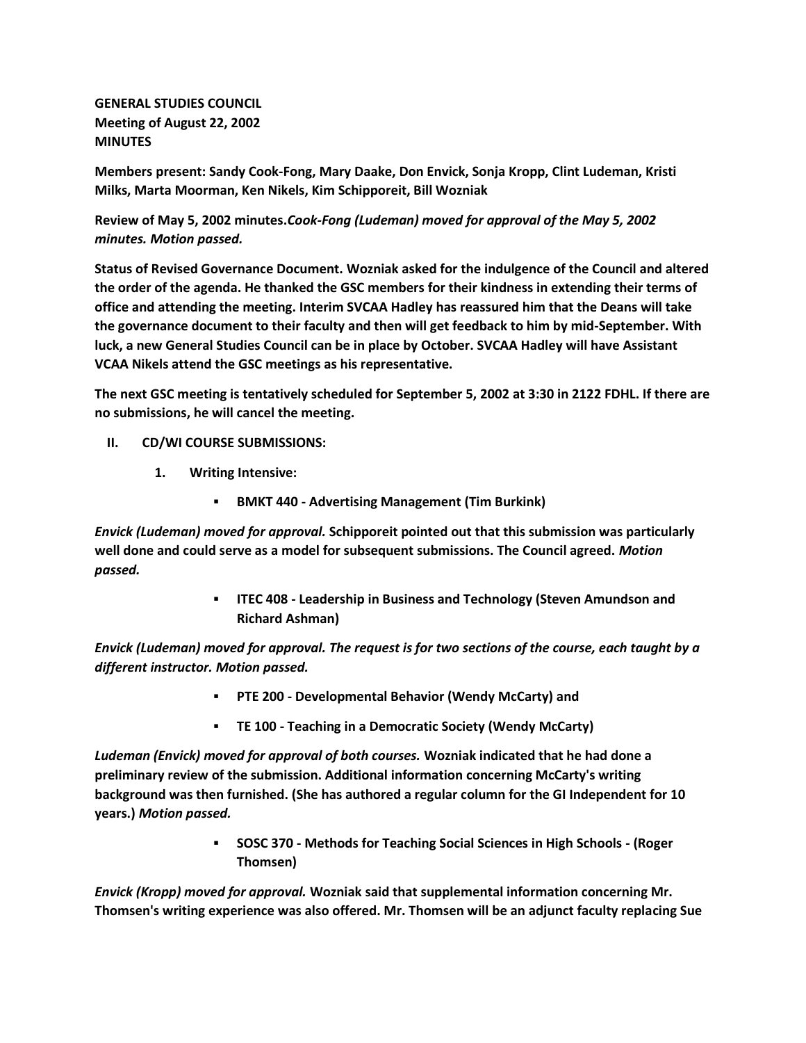**GENERAL STUDIES COUNCIL**
**Meeting of August 22, 2002**
**MINUTES**

**Members present: Sandy Cook-Fong, Mary Daake, Don Envick, Sonja Kropp, Clint Ludeman, Kristi Milks, Marta Moorman, Ken Nikels, Kim Schipporeit, Bill Wozniak**

**Review of May 5, 2002 minutes.** ***Cook-Fong (Ludeman) moved for approval of the May 5, 2002 minutes. Motion passed.***

**Status of Revised Governance Document. Wozniak asked for the indulgence of the Council and altered the order of the agenda. He thanked the GSC members for their kindness in extending their terms of office and attending the meeting. Interim SVCAA Hadley has reassured him that the Deans will take the governance document to their faculty and then will get feedback to him by mid-September. With luck, a new General Studies Council can be in place by October. SVCAA Hadley will have Assistant VCAA Nikels attend the GSC meetings as his representative.**

**The next GSC meeting is tentatively scheduled for September 5, 2002 at 3:30 in 2122 FDHL. If there are no submissions, he will cancel the meeting.**

**II. CD/WI COURSE SUBMISSIONS:**

**1. Writing Intensive:**

- **BMKT 440 - Advertising Management (Tim Burkink)**

***Envick (Ludeman) moved for approval.*** **Schipporeit pointed out that this submission was particularly well done and could serve as a model for subsequent submissions. The Council agreed.** ***Motion passed.***

- **ITEC 408 - Leadership in Business and Technology (Steven Amundson and Richard Ashman)**

***Envick (Ludeman) moved for approval. The request is for two sections of the course, each taught by a different instructor. Motion passed.***

- **PTE 200 - Developmental Behavior (Wendy McCarty) and**
- **TE 100 - Teaching in a Democratic Society (Wendy McCarty)**

***Ludeman (Envick) moved for approval of both courses.*** **Wozniak indicated that he had done a preliminary review of the submission. Additional information concerning McCarty's writing background was then furnished. (She has authored a regular column for the GI Independent for 10 years.)** ***Motion passed.***

- **SOSC 370 - Methods for Teaching Social Sciences in High Schools - (Roger Thomsen)**

***Envick (Kropp) moved for approval.*** **Wozniak said that supplemental information concerning Mr. Thomsen's writing experience was also offered. Mr. Thomsen will be an adjunct faculty replacing Sue**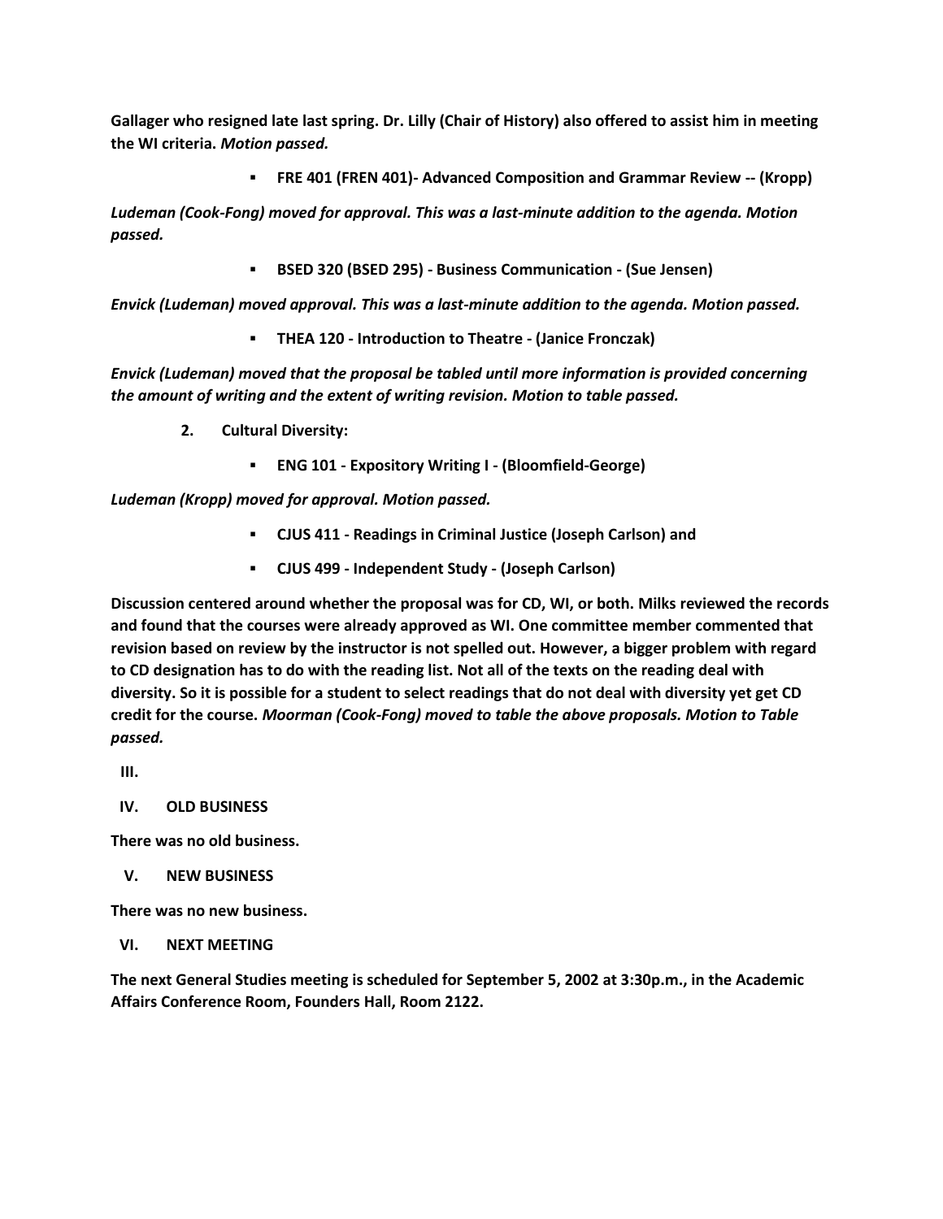**Gallager who resigned late last spring. Dr. Lilly (Chair of History) also offered to assist him in meeting the WI criteria.** ***Motion passed.***

- **FRE 401 (FREN 401)- Advanced Composition and Grammar Review -- (Kropp)**

***Ludeman (Cook-Fong) moved for approval. This was a last-minute addition to the agenda. Motion passed.***

- **BSED 320 (BSED 295) - Business Communication - (Sue Jensen)**

***Envick (Ludeman) moved approval. This was a last-minute addition to the agenda. Motion passed.***

- **THEA 120 - Introduction to Theatre - (Janice Fronczak)**

***Envick (Ludeman) moved that the proposal be tabled until more information is provided concerning the amount of writing and the extent of writing revision. Motion to table passed.***

**2. Cultural Diversity:**

- **ENG 101 - Expository Writing I - (Bloomfield-George)**

***Ludeman (Kropp) moved for approval. Motion passed.***

- **CJUS 411 - Readings in Criminal Justice (Joseph Carlson) and**
- **CJUS 499 - Independent Study - (Joseph Carlson)**

**Discussion centered around whether the proposal was for CD, WI, or both. Milks reviewed the records and found that the courses were already approved as WI. One committee member commented that revision based on review by the instructor is not spelled out. However, a bigger problem with regard to CD designation has to do with the reading list. Not all of the texts on the reading deal with diversity. So it is possible for a student to select readings that do not deal with diversity yet get CD credit for the course.** ***Moorman (Cook-Fong) moved to table the above proposals. Motion to Table passed.***

**III.**

**IV. OLD BUSINESS**

**There was no old business.**

**V. NEW BUSINESS**

**There was no new business.**

**VI. NEXT MEETING**

**The next General Studies meeting is scheduled for September 5, 2002 at 3:30p.m., in the Academic Affairs Conference Room, Founders Hall, Room 2122.**